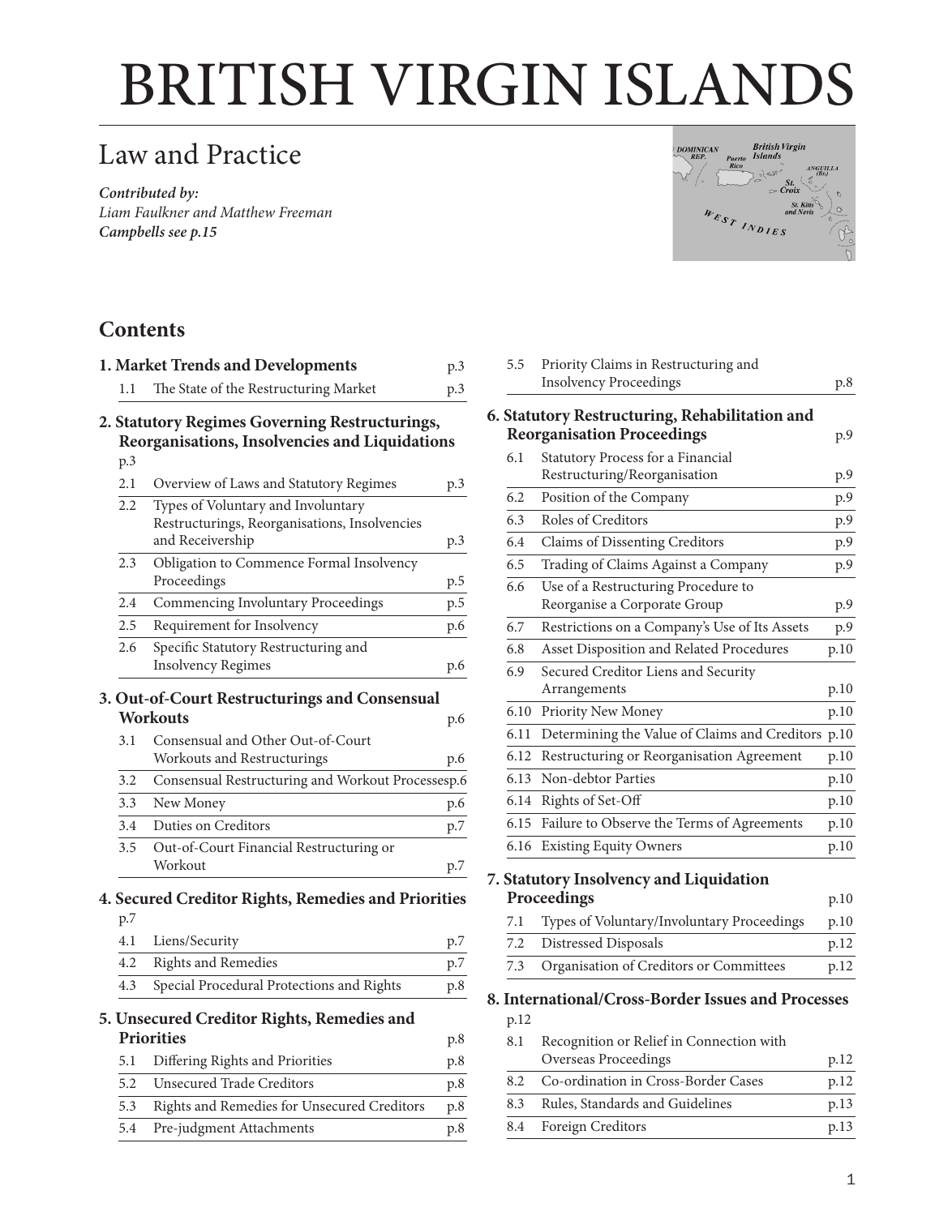# BRITISH VIRGIN ISLANDS

## Law and Practice

***Contributed by:***
*Liam Faulkner and Matthew Freeman*
***Campbells see p.15***

## Contents

**1. Market Trends and Developments** p.3

- 1.1 The State of the Restructuring Market p.3

**2. Statutory Regimes Governing Restructurings, Reorganisations, Insolvencies and Liquidations** p.3

- 2.1 Overview of Laws and Statutory Regimes p.3
- 2.2 Types of Voluntary and Involuntary Restructurings, Reorganisations, Insolvencies and Receivership p.3
- 2.3 Obligation to Commence Formal Insolvency Proceedings p.5
- 2.4 Commencing Involuntary Proceedings p.5
- 2.5 Requirement for Insolvency p.6
- 2.6 Specific Statutory Restructuring and Insolvency Regimes p.6

**3. Out-of-Court Restructurings and Consensual Workouts** p.6

- 3.1 Consensual and Other Out-of-Court Workouts and Restructurings p.6
- 3.2 Consensual Restructuring and Workout Processes p.6
- 3.3 New Money p.6
- 3.4 Duties on Creditors p.7
- 3.5 Out-of-Court Financial Restructuring or Workout p.7

**4. Secured Creditor Rights, Remedies and Priorities** p.7

- 4.1 Liens/Security p.7
- 4.2 Rights and Remedies p.7
- 4.3 Special Procedural Protections and Rights p.8

**5. Unsecured Creditor Rights, Remedies and Priorities** p.8

- 5.1 Differing Rights and Priorities p.8
- 5.2 Unsecured Trade Creditors p.8
- 5.3 Rights and Remedies for Unsecured Creditors p.8
- 5.4 Pre-judgment Attachments p.8
- 5.5 Priority Claims in Restructuring and Insolvency Proceedings p.8

**6. Statutory Restructuring, Rehabilitation and Reorganisation Proceedings** p.9

- 6.1 Statutory Process for a Financial Restructuring/Reorganisation p.9
- 6.2 Position of the Company p.9
- 6.3 Roles of Creditors p.9
- 6.4 Claims of Dissenting Creditors p.9
- 6.5 Trading of Claims Against a Company p.9
- 6.6 Use of a Restructuring Procedure to Reorganise a Corporate Group p.9
- 6.7 Restrictions on a Company's Use of Its Assets p.9
- 6.8 Asset Disposition and Related Procedures p.10
- 6.9 Secured Creditor Liens and Security Arrangements p.10
- 6.10 Priority New Money p.10
- 6.11 Determining the Value of Claims and Creditors p.10
- 6.12 Restructuring or Reorganisation Agreement p.10
- 6.13 Non-debtor Parties p.10
- 6.14 Rights of Set-Off p.10
- 6.15 Failure to Observe the Terms of Agreements p.10
- 6.16 Existing Equity Owners p.10

**7. Statutory Insolvency and Liquidation Proceedings** p.10

- 7.1 Types of Voluntary/Involuntary Proceedings p.10
- 7.2 Distressed Disposals p.12
- 7.3 Organisation of Creditors or Committees p.12

**8. International/Cross-Border Issues and Processes** p.12

- 8.1 Recognition or Relief in Connection with Overseas Proceedings p.12
- 8.2 Co-ordination in Cross-Border Cases p.12
- 8.3 Rules, Standards and Guidelines p.13
- 8.4 Foreign Creditors p.13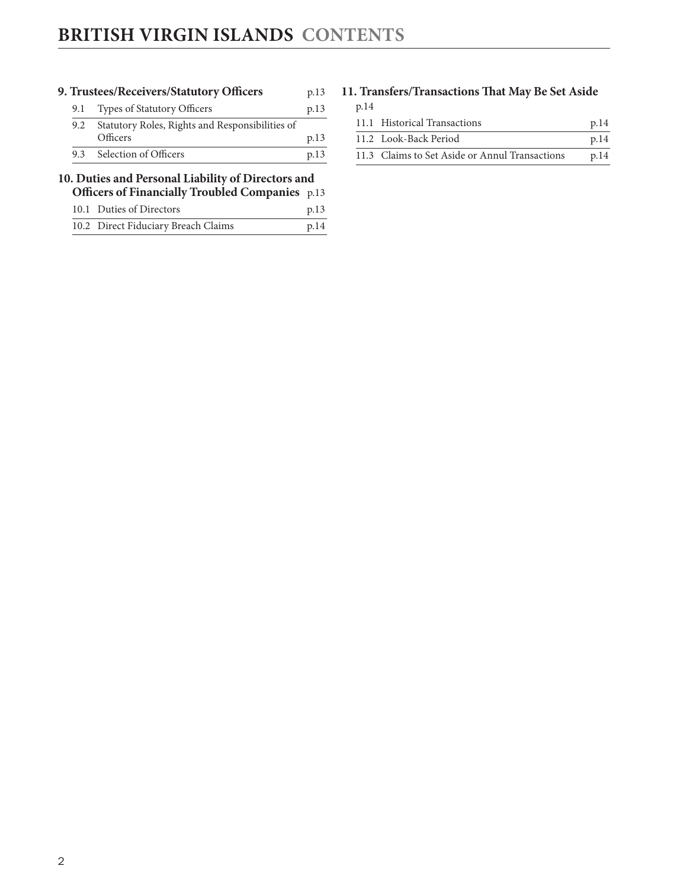# BRITISH VIRGIN ISLANDS CONTENTS

**9. Trustees/Receivers/Statutory Officers** p.13

- 9.1 Types of Statutory Officers p.13
- 9.2 Statutory Roles, Rights and Responsibilities of Officers p.13
- 9.3 Selection of Officers p.13

**10. Duties and Personal Liability of Directors and Officers of Financially Troubled Companies** p.13

- 10.1 Duties of Directors p.13
- 10.2 Direct Fiduciary Breach Claims p.14

**11. Transfers/Transactions That May Be Set Aside** p.14

- 11.1 Historical Transactions p.14
- 11.2 Look-Back Period p.14
- 11.3 Claims to Set Aside or Annul Transactions p.14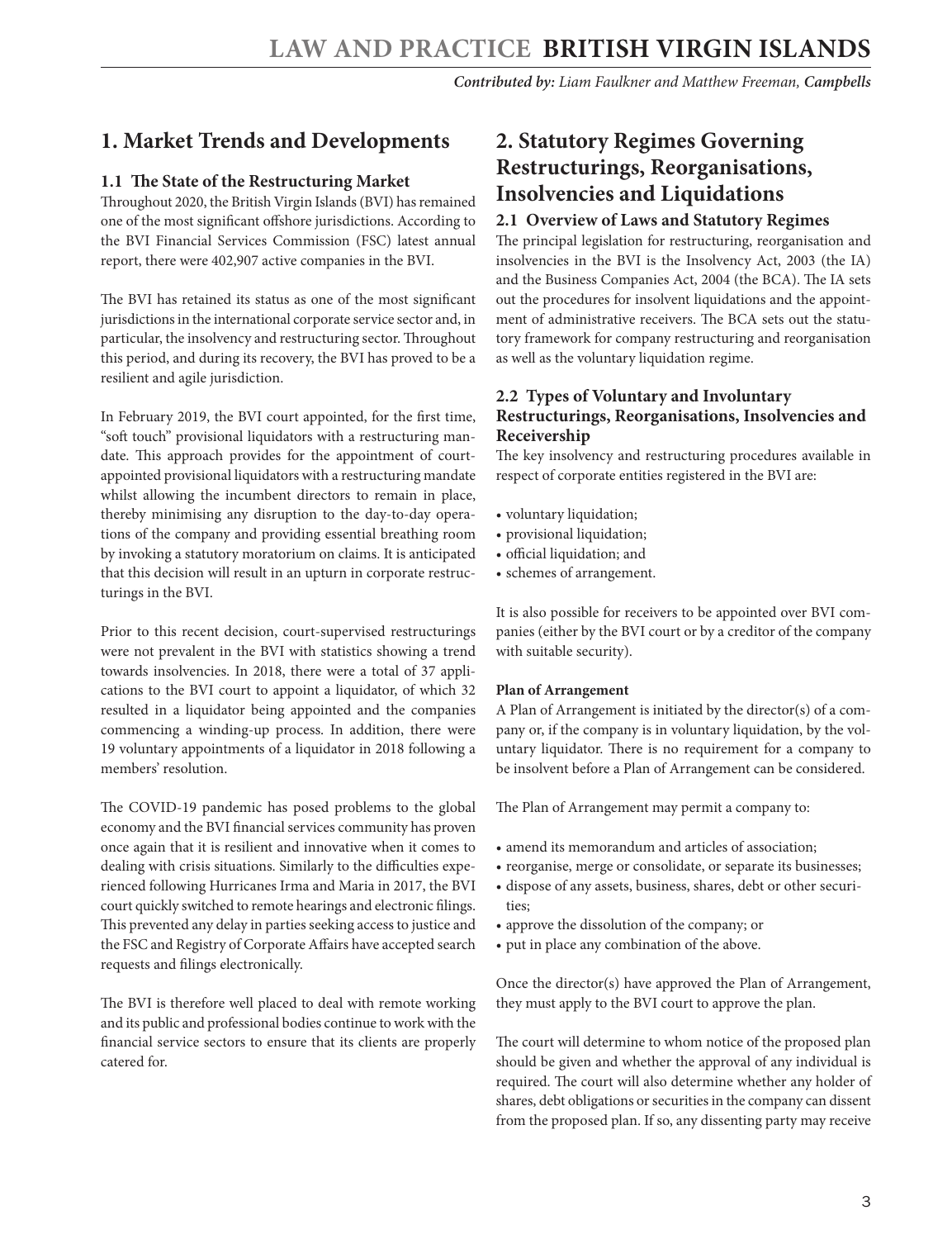## 1. Market Trends and Developments

### 1.1 The State of the Restructuring Market

Throughout 2020, the British Virgin Islands (BVI) has remained one of the most significant offshore jurisdictions. According to the BVI Financial Services Commission (FSC) latest annual report, there were 402,907 active companies in the BVI.

The BVI has retained its status as one of the most significant jurisdictions in the international corporate service sector and, in particular, the insolvency and restructuring sector. Throughout this period, and during its recovery, the BVI has proved to be a resilient and agile jurisdiction.

In February 2019, the BVI court appointed, for the first time, "soft touch" provisional liquidators with a restructuring mandate. This approach provides for the appointment of court-appointed provisional liquidators with a restructuring mandate whilst allowing the incumbent directors to remain in place, thereby minimising any disruption to the day-to-day operations of the company and providing essential breathing room by invoking a statutory moratorium on claims. It is anticipated that this decision will result in an upturn in corporate restructurings in the BVI.

Prior to this recent decision, court-supervised restructurings were not prevalent in the BVI with statistics showing a trend towards insolvencies. In 2018, there were a total of 37 applications to the BVI court to appoint a liquidator, of which 32 resulted in a liquidator being appointed and the companies commencing a winding-up process. In addition, there were 19 voluntary appointments of a liquidator in 2018 following a members' resolution.

The COVID-19 pandemic has posed problems to the global economy and the BVI financial services community has proven once again that it is resilient and innovative when it comes to dealing with crisis situations. Similarly to the difficulties experienced following Hurricanes Irma and Maria in 2017, the BVI court quickly switched to remote hearings and electronic filings. This prevented any delay in parties seeking access to justice and the FSC and Registry of Corporate Affairs have accepted search requests and filings electronically.

The BVI is therefore well placed to deal with remote working and its public and professional bodies continue to work with the financial service sectors to ensure that its clients are properly catered for.

## 2. Statutory Regimes Governing Restructurings, Reorganisations, Insolvencies and Liquidations

### 2.1 Overview of Laws and Statutory Regimes

The principal legislation for restructuring, reorganisation and insolvencies in the BVI is the Insolvency Act, 2003 (the IA) and the Business Companies Act, 2004 (the BCA). The IA sets out the procedures for insolvent liquidations and the appointment of administrative receivers. The BCA sets out the statutory framework for company restructuring and reorganisation as well as the voluntary liquidation regime.

### 2.2 Types of Voluntary and Involuntary Restructurings, Reorganisations, Insolvencies and Receivership

The key insolvency and restructuring procedures available in respect of corporate entities registered in the BVI are:

- voluntary liquidation;
- provisional liquidation;
- official liquidation; and
- schemes of arrangement.

It is also possible for receivers to be appointed over BVI companies (either by the BVI court or by a creditor of the company with suitable security).

**Plan of Arrangement**

A Plan of Arrangement is initiated by the director(s) of a company or, if the company is in voluntary liquidation, by the voluntary liquidator. There is no requirement for a company to be insolvent before a Plan of Arrangement can be considered.

The Plan of Arrangement may permit a company to:

- amend its memorandum and articles of association;
- reorganise, merge or consolidate, or separate its businesses;
- dispose of any assets, business, shares, debt or other securities;
- approve the dissolution of the company; or
- put in place any combination of the above.

Once the director(s) have approved the Plan of Arrangement, they must apply to the BVI court to approve the plan.

The court will determine to whom notice of the proposed plan should be given and whether the approval of any individual is required. The court will also determine whether any holder of shares, debt obligations or securities in the company can dissent from the proposed plan. If so, any dissenting party may receive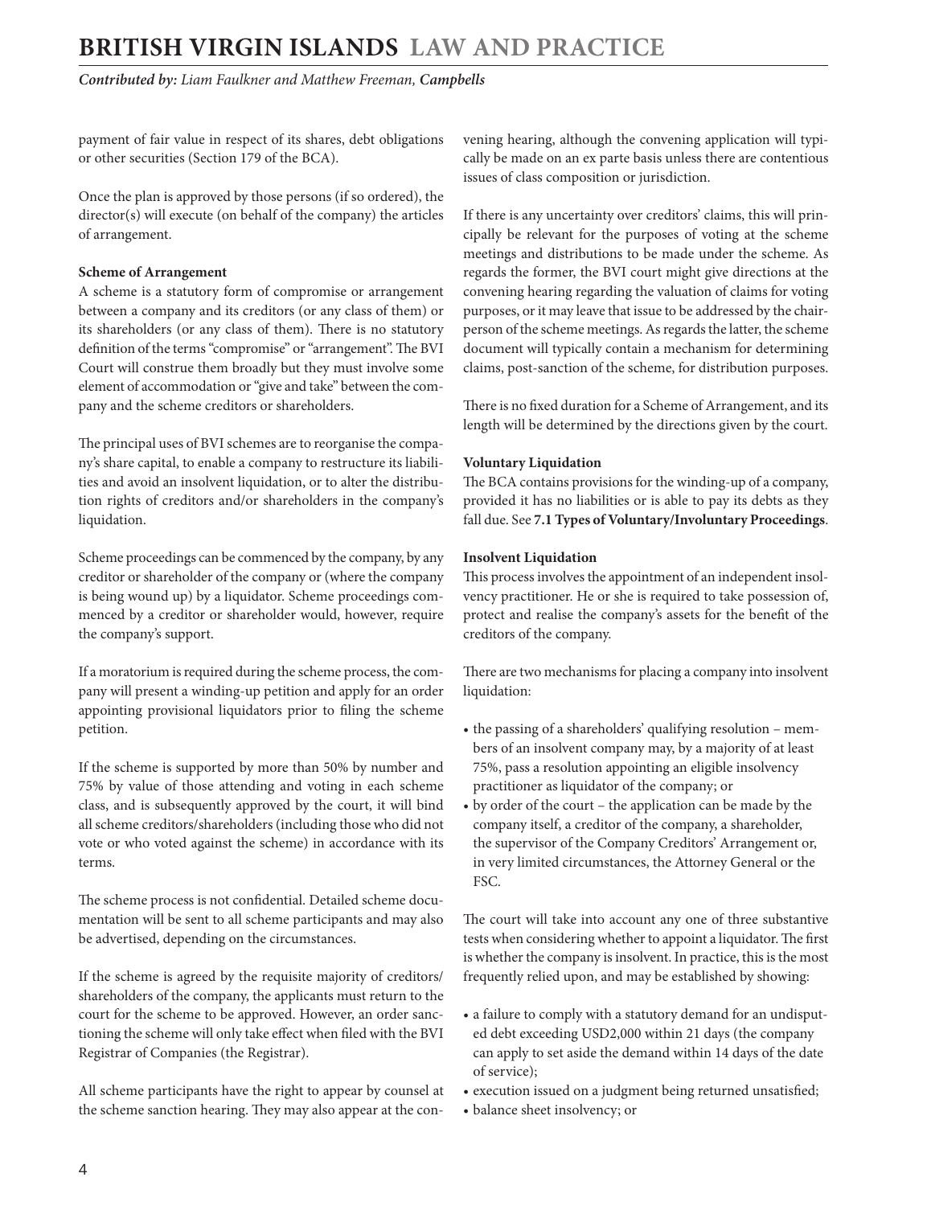payment of fair value in respect of its shares, debt obligations or other securities (Section 179 of the BCA).

Once the plan is approved by those persons (if so ordered), the director(s) will execute (on behalf of the company) the articles of arrangement.

**Scheme of Arrangement**

A scheme is a statutory form of compromise or arrangement between a company and its creditors (or any class of them) or its shareholders (or any class of them). There is no statutory definition of the terms "compromise" or "arrangement". The BVI Court will construe them broadly but they must involve some element of accommodation or "give and take" between the company and the scheme creditors or shareholders.

The principal uses of BVI schemes are to reorganise the company's share capital, to enable a company to restructure its liabilities and avoid an insolvent liquidation, or to alter the distribution rights of creditors and/or shareholders in the company's liquidation.

Scheme proceedings can be commenced by the company, by any creditor or shareholder of the company or (where the company is being wound up) by a liquidator. Scheme proceedings commenced by a creditor or shareholder would, however, require the company's support.

If a moratorium is required during the scheme process, the company will present a winding-up petition and apply for an order appointing provisional liquidators prior to filing the scheme petition.

If the scheme is supported by more than 50% by number and 75% by value of those attending and voting in each scheme class, and is subsequently approved by the court, it will bind all scheme creditors/shareholders (including those who did not vote or who voted against the scheme) in accordance with its terms.

The scheme process is not confidential. Detailed scheme documentation will be sent to all scheme participants and may also be advertised, depending on the circumstances.

If the scheme is agreed by the requisite majority of creditors/shareholders of the company, the applicants must return to the court for the scheme to be approved. However, an order sanctioning the scheme will only take effect when filed with the BVI Registrar of Companies (the Registrar).

All scheme participants have the right to appear by counsel at the scheme sanction hearing. They may also appear at the convening hearing, although the convening application will typically be made on an ex parte basis unless there are contentious issues of class composition or jurisdiction.

If there is any uncertainty over creditors' claims, this will principally be relevant for the purposes of voting at the scheme meetings and distributions to be made under the scheme. As regards the former, the BVI court might give directions at the convening hearing regarding the valuation of claims for voting purposes, or it may leave that issue to be addressed by the chairperson of the scheme meetings. As regards the latter, the scheme document will typically contain a mechanism for determining claims, post-sanction of the scheme, for distribution purposes.

There is no fixed duration for a Scheme of Arrangement, and its length will be determined by the directions given by the court.

**Voluntary Liquidation**

The BCA contains provisions for the winding-up of a company, provided it has no liabilities or is able to pay its debts as they fall due. See **7.1 Types of Voluntary/Involuntary Proceedings**.

**Insolvent Liquidation**

This process involves the appointment of an independent insolvency practitioner. He or she is required to take possession of, protect and realise the company's assets for the benefit of the creditors of the company.

There are two mechanisms for placing a company into insolvent liquidation:

- the passing of a shareholders' qualifying resolution – members of an insolvent company may, by a majority of at least 75%, pass a resolution appointing an eligible insolvency practitioner as liquidator of the company; or
- by order of the court – the application can be made by the company itself, a creditor of the company, a shareholder, the supervisor of the Company Creditors' Arrangement or, in very limited circumstances, the Attorney General or the FSC.

The court will take into account any one of three substantive tests when considering whether to appoint a liquidator. The first is whether the company is insolvent. In practice, this is the most frequently relied upon, and may be established by showing:

- a failure to comply with a statutory demand for an undisputed debt exceeding USD2,000 within 21 days (the company can apply to set aside the demand within 14 days of the date of service);
- execution issued on a judgment being returned unsatisfied;
- balance sheet insolvency; or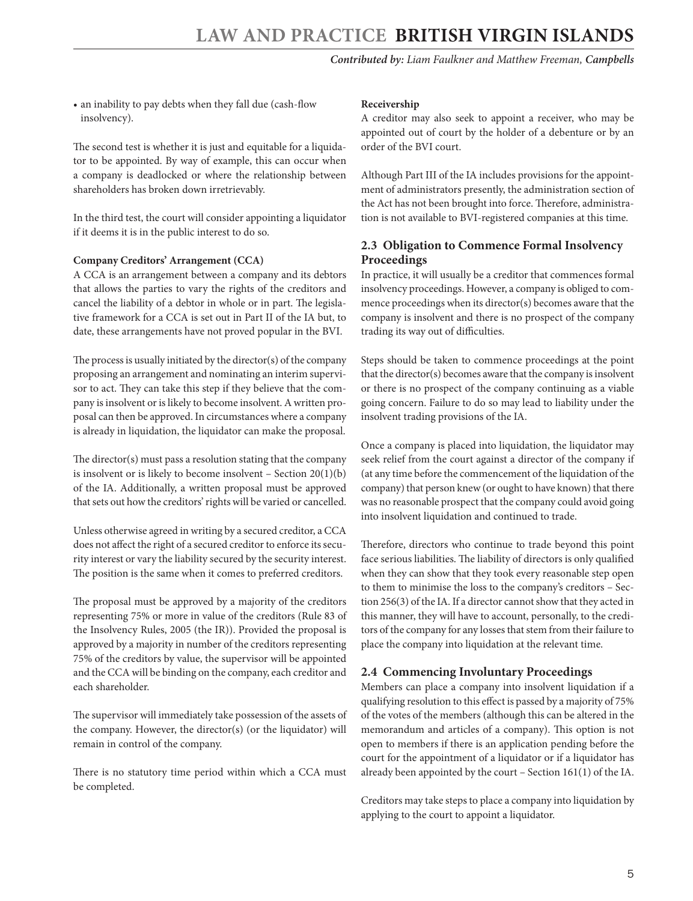- an inability to pay debts when they fall due (cash-flow insolvency).

The second test is whether it is just and equitable for a liquidator to be appointed. By way of example, this can occur when a company is deadlocked or where the relationship between shareholders has broken down irretrievably.

In the third test, the court will consider appointing a liquidator if it deems it is in the public interest to do so.

**Company Creditors' Arrangement (CCA)**

A CCA is an arrangement between a company and its debtors that allows the parties to vary the rights of the creditors and cancel the liability of a debtor in whole or in part. The legislative framework for a CCA is set out in Part II of the IA but, to date, these arrangements have not proved popular in the BVI.

The process is usually initiated by the director(s) of the company proposing an arrangement and nominating an interim supervisor to act. They can take this step if they believe that the company is insolvent or is likely to become insolvent. A written proposal can then be approved. In circumstances where a company is already in liquidation, the liquidator can make the proposal.

The director(s) must pass a resolution stating that the company is insolvent or is likely to become insolvent – Section 20(1)(b) of the IA. Additionally, a written proposal must be approved that sets out how the creditors' rights will be varied or cancelled.

Unless otherwise agreed in writing by a secured creditor, a CCA does not affect the right of a secured creditor to enforce its security interest or vary the liability secured by the security interest. The position is the same when it comes to preferred creditors.

The proposal must be approved by a majority of the creditors representing 75% or more in value of the creditors (Rule 83 of the Insolvency Rules, 2005 (the IR)). Provided the proposal is approved by a majority in number of the creditors representing 75% of the creditors by value, the supervisor will be appointed and the CCA will be binding on the company, each creditor and each shareholder.

The supervisor will immediately take possession of the assets of the company. However, the director(s) (or the liquidator) will remain in control of the company.

There is no statutory time period within which a CCA must be completed.

**Receivership**

A creditor may also seek to appoint a receiver, who may be appointed out of court by the holder of a debenture or by an order of the BVI court.

Although Part III of the IA includes provisions for the appointment of administrators presently, the administration section of the Act has not been brought into force. Therefore, administration is not available to BVI-registered companies at this time.

## 2.3 Obligation to Commence Formal Insolvency Proceedings

In practice, it will usually be a creditor that commences formal insolvency proceedings. However, a company is obliged to commence proceedings when its director(s) becomes aware that the company is insolvent and there is no prospect of the company trading its way out of difficulties.

Steps should be taken to commence proceedings at the point that the director(s) becomes aware that the company is insolvent or there is no prospect of the company continuing as a viable going concern. Failure to do so may lead to liability under the insolvent trading provisions of the IA.

Once a company is placed into liquidation, the liquidator may seek relief from the court against a director of the company if (at any time before the commencement of the liquidation of the company) that person knew (or ought to have known) that there was no reasonable prospect that the company could avoid going into insolvent liquidation and continued to trade.

Therefore, directors who continue to trade beyond this point face serious liabilities. The liability of directors is only qualified when they can show that they took every reasonable step open to them to minimise the loss to the company's creditors – Section 256(3) of the IA. If a director cannot show that they acted in this manner, they will have to account, personally, to the creditors of the company for any losses that stem from their failure to place the company into liquidation at the relevant time.

## 2.4 Commencing Involuntary Proceedings

Members can place a company into insolvent liquidation if a qualifying resolution to this effect is passed by a majority of 75% of the votes of the members (although this can be altered in the memorandum and articles of a company). This option is not open to members if there is an application pending before the court for the appointment of a liquidator or if a liquidator has already been appointed by the court – Section 161(1) of the IA.

Creditors may take steps to place a company into liquidation by applying to the court to appoint a liquidator.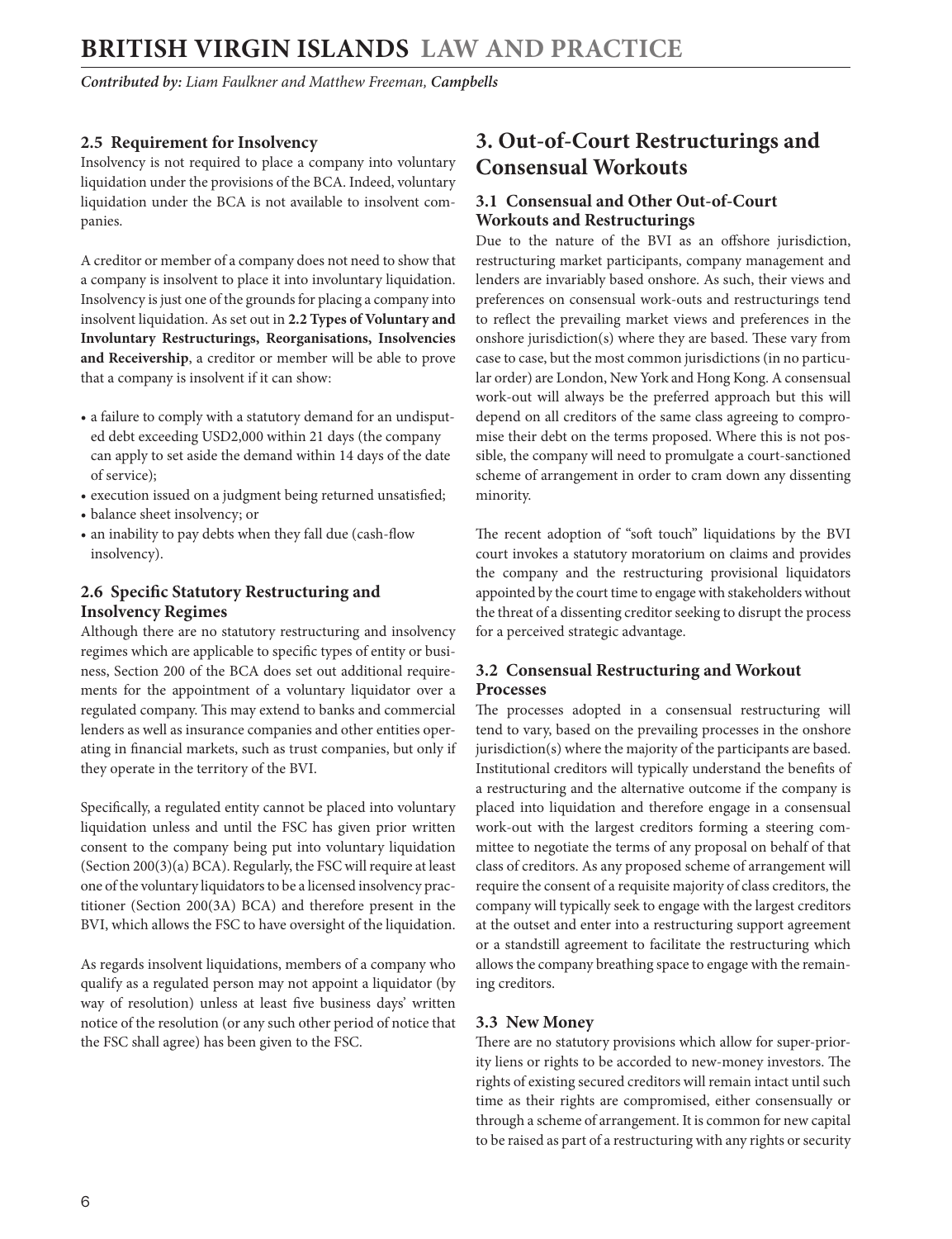### 2.5 Requirement for Insolvency

Insolvency is not required to place a company into voluntary liquidation under the provisions of the BCA. Indeed, voluntary liquidation under the BCA is not available to insolvent companies.

A creditor or member of a company does not need to show that a company is insolvent to place it into involuntary liquidation. Insolvency is just one of the grounds for placing a company into insolvent liquidation. As set out in **2.2 Types of Voluntary and Involuntary Restructurings, Reorganisations, Insolvencies and Receivership**, a creditor or member will be able to prove that a company is insolvent if it can show:

- a failure to comply with a statutory demand for an undisputed debt exceeding USD2,000 within 21 days (the company can apply to set aside the demand within 14 days of the date of service);
- execution issued on a judgment being returned unsatisfied;
- balance sheet insolvency; or
- an inability to pay debts when they fall due (cash-flow insolvency).

### 2.6 Specific Statutory Restructuring and Insolvency Regimes

Although there are no statutory restructuring and insolvency regimes which are applicable to specific types of entity or business, Section 200 of the BCA does set out additional requirements for the appointment of a voluntary liquidator over a regulated company. This may extend to banks and commercial lenders as well as insurance companies and other entities operating in financial markets, such as trust companies, but only if they operate in the territory of the BVI.

Specifically, a regulated entity cannot be placed into voluntary liquidation unless and until the FSC has given prior written consent to the company being put into voluntary liquidation (Section 200(3)(a) BCA). Regularly, the FSC will require at least one of the voluntary liquidators to be a licensed insolvency practitioner (Section 200(3A) BCA) and therefore present in the BVI, which allows the FSC to have oversight of the liquidation.

As regards insolvent liquidations, members of a company who qualify as a regulated person may not appoint a liquidator (by way of resolution) unless at least five business days' written notice of the resolution (or any such other period of notice that the FSC shall agree) has been given to the FSC.

## 3. Out-of-Court Restructurings and Consensual Workouts

### 3.1 Consensual and Other Out-of-Court Workouts and Restructurings

Due to the nature of the BVI as an offshore jurisdiction, restructuring market participants, company management and lenders are invariably based onshore. As such, their views and preferences on consensual work-outs and restructurings tend to reflect the prevailing market views and preferences in the onshore jurisdiction(s) where they are based. These vary from case to case, but the most common jurisdictions (in no particular order) are London, New York and Hong Kong. A consensual work-out will always be the preferred approach but this will depend on all creditors of the same class agreeing to compromise their debt on the terms proposed. Where this is not possible, the company will need to promulgate a court-sanctioned scheme of arrangement in order to cram down any dissenting minority.

The recent adoption of "soft touch" liquidations by the BVI court invokes a statutory moratorium on claims and provides the company and the restructuring provisional liquidators appointed by the court time to engage with stakeholders without the threat of a dissenting creditor seeking to disrupt the process for a perceived strategic advantage.

### 3.2 Consensual Restructuring and Workout Processes

The processes adopted in a consensual restructuring will tend to vary, based on the prevailing processes in the onshore jurisdiction(s) where the majority of the participants are based. Institutional creditors will typically understand the benefits of a restructuring and the alternative outcome if the company is placed into liquidation and therefore engage in a consensual work-out with the largest creditors forming a steering committee to negotiate the terms of any proposal on behalf of that class of creditors. As any proposed scheme of arrangement will require the consent of a requisite majority of class creditors, the company will typically seek to engage with the largest creditors at the outset and enter into a restructuring support agreement or a standstill agreement to facilitate the restructuring which allows the company breathing space to engage with the remaining creditors.

### 3.3 New Money

There are no statutory provisions which allow for super-priority liens or rights to be accorded to new-money investors. The rights of existing secured creditors will remain intact until such time as their rights are compromised, either consensually or through a scheme of arrangement. It is common for new capital to be raised as part of a restructuring with any rights or security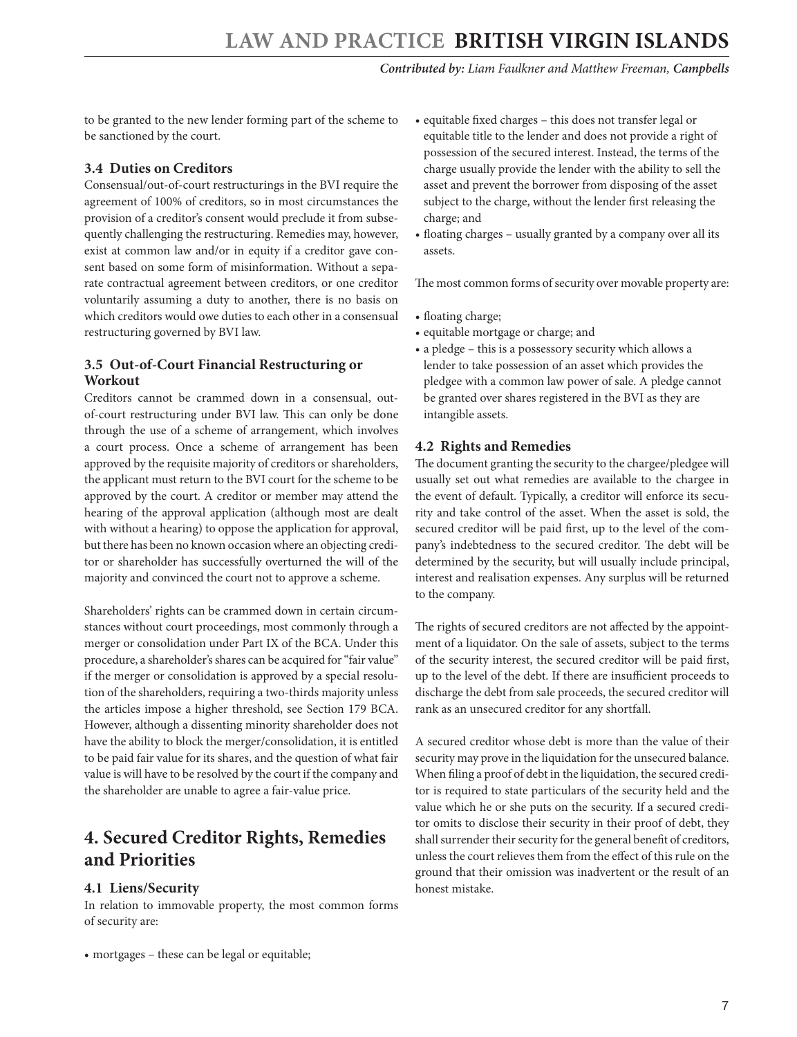to be granted to the new lender forming part of the scheme to be sanctioned by the court.

### 3.4 Duties on Creditors

Consensual/out-of-court restructurings in the BVI require the agreement of 100% of creditors, so in most circumstances the provision of a creditor's consent would preclude it from subsequently challenging the restructuring. Remedies may, however, exist at common law and/or in equity if a creditor gave consent based on some form of misinformation. Without a separate contractual agreement between creditors, or one creditor voluntarily assuming a duty to another, there is no basis on which creditors would owe duties to each other in a consensual restructuring governed by BVI law.

### 3.5 Out-of-Court Financial Restructuring or Workout

Creditors cannot be crammed down in a consensual, out-of-court restructuring under BVI law. This can only be done through the use of a scheme of arrangement, which involves a court process. Once a scheme of arrangement has been approved by the requisite majority of creditors or shareholders, the applicant must return to the BVI court for the scheme to be approved by the court. A creditor or member may attend the hearing of the approval application (although most are dealt with without a hearing) to oppose the application for approval, but there has been no known occasion where an objecting creditor or shareholder has successfully overturned the will of the majority and convinced the court not to approve a scheme.

Shareholders' rights can be crammed down in certain circumstances without court proceedings, most commonly through a merger or consolidation under Part IX of the BCA. Under this procedure, a shareholder's shares can be acquired for "fair value" if the merger or consolidation is approved by a special resolution of the shareholders, requiring a two-thirds majority unless the articles impose a higher threshold, see Section 179 BCA. However, although a dissenting minority shareholder does not have the ability to block the merger/consolidation, it is entitled to be paid fair value for its shares, and the question of what fair value is will have to be resolved by the court if the company and the shareholder are unable to agree a fair-value price.

## 4. Secured Creditor Rights, Remedies and Priorities

### 4.1 Liens/Security

In relation to immovable property, the most common forms of security are:

- mortgages – these can be legal or equitable;
- equitable fixed charges – this does not transfer legal or equitable title to the lender and does not provide a right of possession of the secured interest. Instead, the terms of the charge usually provide the lender with the ability to sell the asset and prevent the borrower from disposing of the asset subject to the charge, without the lender first releasing the charge; and
- floating charges – usually granted by a company over all its assets.

The most common forms of security over movable property are:

- floating charge;
- equitable mortgage or charge; and
- a pledge – this is a possessory security which allows a lender to take possession of an asset which provides the pledgee with a common law power of sale. A pledge cannot be granted over shares registered in the BVI as they are intangible assets.

### 4.2 Rights and Remedies

The document granting the security to the chargee/pledgee will usually set out what remedies are available to the chargee in the event of default. Typically, a creditor will enforce its security and take control of the asset. When the asset is sold, the secured creditor will be paid first, up to the level of the company's indebtedness to the secured creditor. The debt will be determined by the security, but will usually include principal, interest and realisation expenses. Any surplus will be returned to the company.

The rights of secured creditors are not affected by the appointment of a liquidator. On the sale of assets, subject to the terms of the security interest, the secured creditor will be paid first, up to the level of the debt. If there are insufficient proceeds to discharge the debt from sale proceeds, the secured creditor will rank as an unsecured creditor for any shortfall.

A secured creditor whose debt is more than the value of their security may prove in the liquidation for the unsecured balance. When filing a proof of debt in the liquidation, the secured creditor is required to state particulars of the security held and the value which he or she puts on the security. If a secured creditor omits to disclose their security in their proof of debt, they shall surrender their security for the general benefit of creditors, unless the court relieves them from the effect of this rule on the ground that their omission was inadvertent or the result of an honest mistake.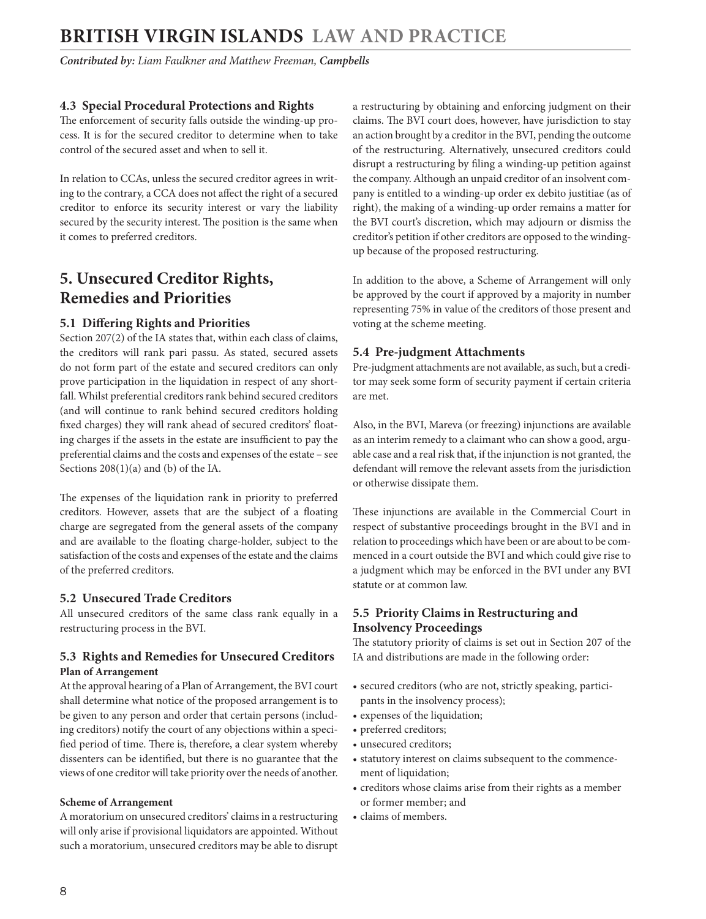### 4.3 Special Procedural Protections and Rights

The enforcement of security falls outside the winding-up process. It is for the secured creditor to determine when to take control of the secured asset and when to sell it.

In relation to CCAs, unless the secured creditor agrees in writing to the contrary, a CCA does not affect the right of a secured creditor to enforce its security interest or vary the liability secured by the security interest. The position is the same when it comes to preferred creditors.

## 5. Unsecured Creditor Rights, Remedies and Priorities

### 5.1 Differing Rights and Priorities

Section 207(2) of the IA states that, within each class of claims, the creditors will rank pari passu. As stated, secured assets do not form part of the estate and secured creditors can only prove participation in the liquidation in respect of any shortfall. Whilst preferential creditors rank behind secured creditors (and will continue to rank behind secured creditors holding fixed charges) they will rank ahead of secured creditors' floating charges if the assets in the estate are insufficient to pay the preferential claims and the costs and expenses of the estate – see Sections 208(1)(a) and (b) of the IA.

The expenses of the liquidation rank in priority to preferred creditors. However, assets that are the subject of a floating charge are segregated from the general assets of the company and are available to the floating charge-holder, subject to the satisfaction of the costs and expenses of the estate and the claims of the preferred creditors.

### 5.2 Unsecured Trade Creditors

All unsecured creditors of the same class rank equally in a restructuring process in the BVI.

### 5.3 Rights and Remedies for Unsecured Creditors

**Plan of Arrangement**

At the approval hearing of a Plan of Arrangement, the BVI court shall determine what notice of the proposed arrangement is to be given to any person and order that certain persons (including creditors) notify the court of any objections within a specified period of time. There is, therefore, a clear system whereby dissenters can be identified, but there is no guarantee that the views of one creditor will take priority over the needs of another.

**Scheme of Arrangement**

A moratorium on unsecured creditors' claims in a restructuring will only arise if provisional liquidators are appointed. Without such a moratorium, unsecured creditors may be able to disrupt a restructuring by obtaining and enforcing judgment on their claims. The BVI court does, however, have jurisdiction to stay an action brought by a creditor in the BVI, pending the outcome of the restructuring. Alternatively, unsecured creditors could disrupt a restructuring by filing a winding-up petition against the company. Although an unpaid creditor of an insolvent company is entitled to a winding-up order ex debito justitiae (as of right), the making of a winding-up order remains a matter for the BVI court's discretion, which may adjourn or dismiss the creditor's petition if other creditors are opposed to the winding-up because of the proposed restructuring.

In addition to the above, a Scheme of Arrangement will only be approved by the court if approved by a majority in number representing 75% in value of the creditors of those present and voting at the scheme meeting.

### 5.4 Pre-judgment Attachments

Pre-judgment attachments are not available, as such, but a creditor may seek some form of security payment if certain criteria are met.

Also, in the BVI, Mareva (or freezing) injunctions are available as an interim remedy to a claimant who can show a good, arguable case and a real risk that, if the injunction is not granted, the defendant will remove the relevant assets from the jurisdiction or otherwise dissipate them.

These injunctions are available in the Commercial Court in respect of substantive proceedings brought in the BVI and in relation to proceedings which have been or are about to be commenced in a court outside the BVI and which could give rise to a judgment which may be enforced in the BVI under any BVI statute or at common law.

### 5.5 Priority Claims in Restructuring and Insolvency Proceedings

The statutory priority of claims is set out in Section 207 of the IA and distributions are made in the following order:

- secured creditors (who are not, strictly speaking, participants in the insolvency process);
- expenses of the liquidation;
- preferred creditors;
- unsecured creditors;
- statutory interest on claims subsequent to the commencement of liquidation;
- creditors whose claims arise from their rights as a member or former member; and
- claims of members.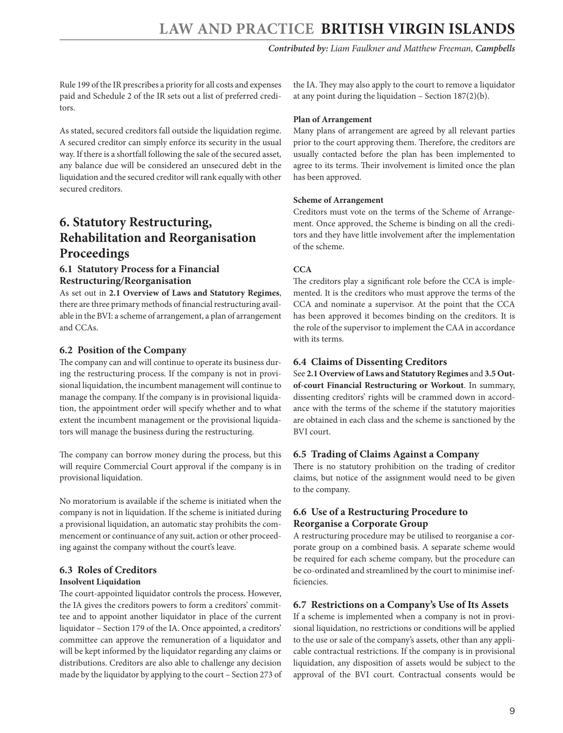Rule 199 of the IR prescribes a priority for all costs and expenses paid and Schedule 2 of the IR sets out a list of preferred creditors.

As stated, secured creditors fall outside the liquidation regime. A secured creditor can simply enforce its security in the usual way. If there is a shortfall following the sale of the secured asset, any balance due will be considered an unsecured debt in the liquidation and the secured creditor will rank equally with other secured creditors.

## 6. Statutory Restructuring, Rehabilitation and Reorganisation Proceedings

### 6.1 Statutory Process for a Financial Restructuring/Reorganisation

As set out in **2.1 Overview of Laws and Statutory Regimes**, there are three primary methods of financial restructuring available in the BVI: a scheme of arrangement, a plan of arrangement and CCAs.

### 6.2 Position of the Company

The company can and will continue to operate its business during the restructuring process. If the company is not in provisional liquidation, the incumbent management will continue to manage the company. If the company is in provisional liquidation, the appointment order will specify whether and to what extent the incumbent management or the provisional liquidators will manage the business during the restructuring.

The company can borrow money during the process, but this will require Commercial Court approval if the company is in provisional liquidation.

No moratorium is available if the scheme is initiated when the company is not in liquidation. If the scheme is initiated during a provisional liquidation, an automatic stay prohibits the commencement or continuance of any suit, action or other proceeding against the company without the court's leave.

### 6.3 Roles of Creditors

**Insolvent Liquidation**

The court-appointed liquidator controls the process. However, the IA gives the creditors powers to form a creditors' committee and to appoint another liquidator in place of the current liquidator – Section 179 of the IA. Once appointed, a creditors' committee can approve the remuneration of a liquidator and will be kept informed by the liquidator regarding any claims or distributions. Creditors are also able to challenge any decision made by the liquidator by applying to the court – Section 273 of the IA. They may also apply to the court to remove a liquidator at any point during the liquidation – Section 187(2)(b).

**Plan of Arrangement**

Many plans of arrangement are agreed by all relevant parties prior to the court approving them. Therefore, the creditors are usually contacted before the plan has been implemented to agree to its terms. Their involvement is limited once the plan has been approved.

**Scheme of Arrangement**

Creditors must vote on the terms of the Scheme of Arrangement. Once approved, the Scheme is binding on all the creditors and they have little involvement after the implementation of the scheme.

**CCA**

The creditors play a significant role before the CCA is implemented. It is the creditors who must approve the terms of the CCA and nominate a supervisor. At the point that the CCA has been approved it becomes binding on the creditors. It is the role of the supervisor to implement the CAA in accordance with its terms.

### 6.4 Claims of Dissenting Creditors

See **2.1 Overview of Laws and Statutory Regimes** and **3.5 Out-of-court Financial Restructuring or Workout**. In summary, dissenting creditors' rights will be crammed down in accordance with the terms of the scheme if the statutory majorities are obtained in each class and the scheme is sanctioned by the BVI court.

### 6.5 Trading of Claims Against a Company

There is no statutory prohibition on the trading of creditor claims, but notice of the assignment would need to be given to the company.

### 6.6 Use of a Restructuring Procedure to Reorganise a Corporate Group

A restructuring procedure may be utilised to reorganise a corporate group on a combined basis. A separate scheme would be required for each scheme company, but the procedure can be co-ordinated and streamlined by the court to minimise inefficiencies.

### 6.7 Restrictions on a Company's Use of Its Assets

If a scheme is implemented when a company is not in provisional liquidation, no restrictions or conditions will be applied to the use or sale of the company's assets, other than any applicable contractual restrictions. If the company is in provisional liquidation, any disposition of assets would be subject to the approval of the BVI court. Contractual consents would be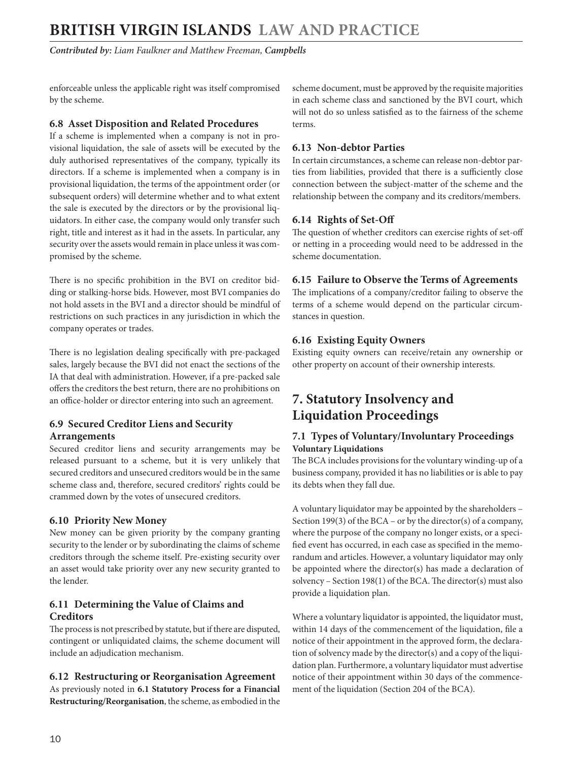enforceable unless the applicable right was itself compromised by the scheme.

### 6.8 Asset Disposition and Related Procedures

If a scheme is implemented when a company is not in provisional liquidation, the sale of assets will be executed by the duly authorised representatives of the company, typically its directors. If a scheme is implemented when a company is in provisional liquidation, the terms of the appointment order (or subsequent orders) will determine whether and to what extent the sale is executed by the directors or by the provisional liquidators. In either case, the company would only transfer such right, title and interest as it had in the assets. In particular, any security over the assets would remain in place unless it was compromised by the scheme.

There is no specific prohibition in the BVI on creditor bidding or stalking-horse bids. However, most BVI companies do not hold assets in the BVI and a director should be mindful of restrictions on such practices in any jurisdiction in which the company operates or trades.

There is no legislation dealing specifically with pre-packaged sales, largely because the BVI did not enact the sections of the IA that deal with administration. However, if a pre-packed sale offers the creditors the best return, there are no prohibitions on an office-holder or director entering into such an agreement.

### 6.9 Secured Creditor Liens and Security Arrangements

Secured creditor liens and security arrangements may be released pursuant to a scheme, but it is very unlikely that secured creditors and unsecured creditors would be in the same scheme class and, therefore, secured creditors' rights could be crammed down by the votes of unsecured creditors.

### 6.10 Priority New Money

New money can be given priority by the company granting security to the lender or by subordinating the claims of scheme creditors through the scheme itself. Pre-existing security over an asset would take priority over any new security granted to the lender.

### 6.11 Determining the Value of Claims and Creditors

The process is not prescribed by statute, but if there are disputed, contingent or unliquidated claims, the scheme document will include an adjudication mechanism.

### 6.12 Restructuring or Reorganisation Agreement

As previously noted in **6.1 Statutory Process for a Financial Restructuring/Reorganisation**, the scheme, as embodied in the scheme document, must be approved by the requisite majorities in each scheme class and sanctioned by the BVI court, which will not do so unless satisfied as to the fairness of the scheme terms.

### 6.13 Non-debtor Parties

In certain circumstances, a scheme can release non-debtor parties from liabilities, provided that there is a sufficiently close connection between the subject-matter of the scheme and the relationship between the company and its creditors/members.

### 6.14 Rights of Set-Off

The question of whether creditors can exercise rights of set-off or netting in a proceeding would need to be addressed in the scheme documentation.

### 6.15 Failure to Observe the Terms of Agreements

The implications of a company/creditor failing to observe the terms of a scheme would depend on the particular circumstances in question.

### 6.16 Existing Equity Owners

Existing equity owners can receive/retain any ownership or other property on account of their ownership interests.

## 7. Statutory Insolvency and Liquidation Proceedings

### 7.1 Types of Voluntary/Involuntary Proceedings

**Voluntary Liquidations**

The BCA includes provisions for the voluntary winding-up of a business company, provided it has no liabilities or is able to pay its debts when they fall due.

A voluntary liquidator may be appointed by the shareholders – Section 199(3) of the BCA – or by the director(s) of a company, where the purpose of the company no longer exists, or a specified event has occurred, in each case as specified in the memorandum and articles. However, a voluntary liquidator may only be appointed where the director(s) has made a declaration of solvency – Section 198(1) of the BCA. The director(s) must also provide a liquidation plan.

Where a voluntary liquidator is appointed, the liquidator must, within 14 days of the commencement of the liquidation, file a notice of their appointment in the approved form, the declaration of solvency made by the director(s) and a copy of the liquidation plan. Furthermore, a voluntary liquidator must advertise notice of their appointment within 30 days of the commencement of the liquidation (Section 204 of the BCA).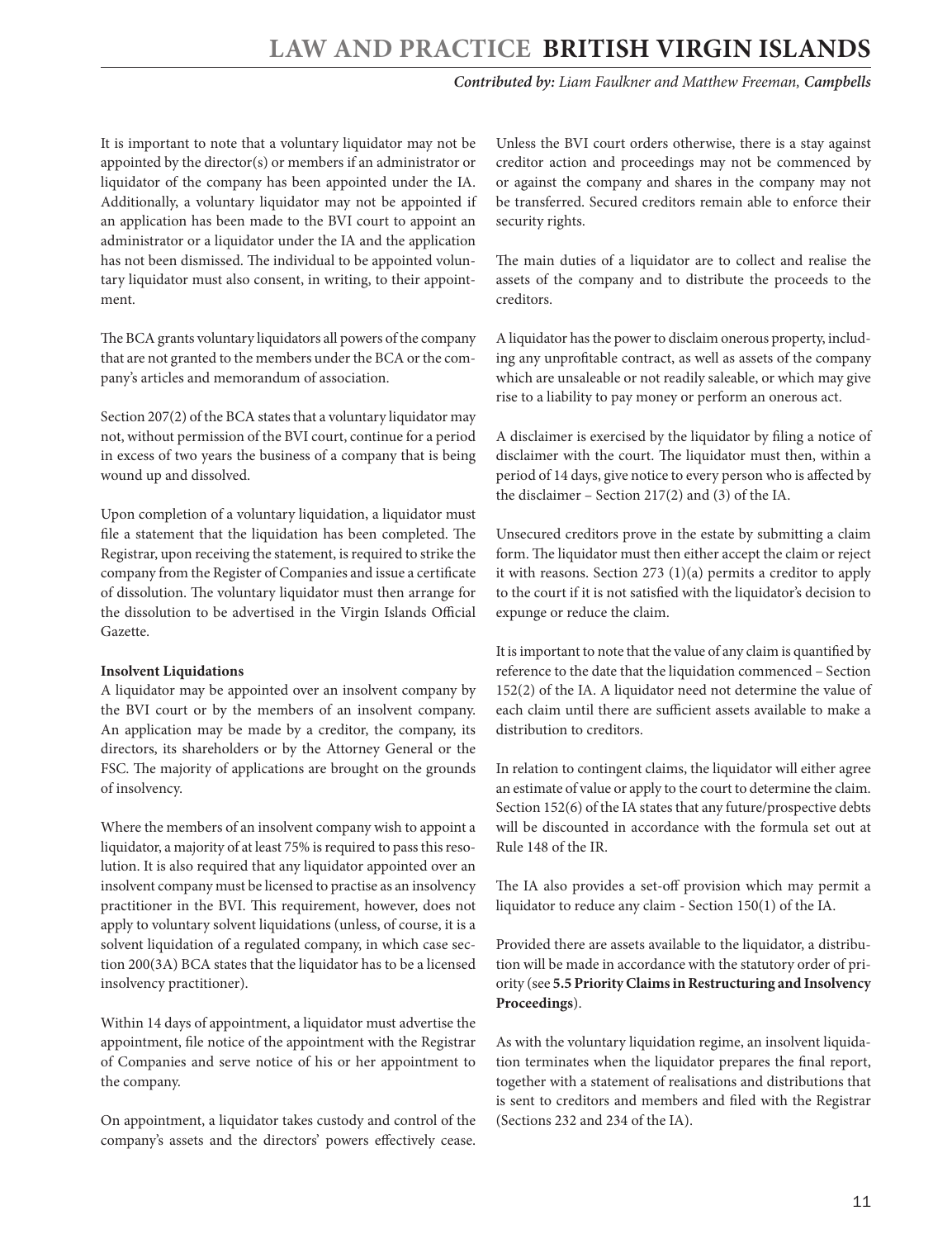It is important to note that a voluntary liquidator may not be appointed by the director(s) or members if an administrator or liquidator of the company has been appointed under the IA. Additionally, a voluntary liquidator may not be appointed if an application has been made to the BVI court to appoint an administrator or a liquidator under the IA and the application has not been dismissed. The individual to be appointed voluntary liquidator must also consent, in writing, to their appointment.

The BCA grants voluntary liquidators all powers of the company that are not granted to the members under the BCA or the company's articles and memorandum of association.

Section 207(2) of the BCA states that a voluntary liquidator may not, without permission of the BVI court, continue for a period in excess of two years the business of a company that is being wound up and dissolved.

Upon completion of a voluntary liquidation, a liquidator must file a statement that the liquidation has been completed. The Registrar, upon receiving the statement, is required to strike the company from the Register of Companies and issue a certificate of dissolution. The voluntary liquidator must then arrange for the dissolution to be advertised in the Virgin Islands Official Gazette.

**Insolvent Liquidations**

A liquidator may be appointed over an insolvent company by the BVI court or by the members of an insolvent company. An application may be made by a creditor, the company, its directors, its shareholders or by the Attorney General or the FSC. The majority of applications are brought on the grounds of insolvency.

Where the members of an insolvent company wish to appoint a liquidator, a majority of at least 75% is required to pass this resolution. It is also required that any liquidator appointed over an insolvent company must be licensed to practise as an insolvency practitioner in the BVI. This requirement, however, does not apply to voluntary solvent liquidations (unless, of course, it is a solvent liquidation of a regulated company, in which case section 200(3A) BCA states that the liquidator has to be a licensed insolvency practitioner).

Within 14 days of appointment, a liquidator must advertise the appointment, file notice of the appointment with the Registrar of Companies and serve notice of his or her appointment to the company.

On appointment, a liquidator takes custody and control of the company's assets and the directors' powers effectively cease. Unless the BVI court orders otherwise, there is a stay against creditor action and proceedings may not be commenced by or against the company and shares in the company may not be transferred. Secured creditors remain able to enforce their security rights.

The main duties of a liquidator are to collect and realise the assets of the company and to distribute the proceeds to the creditors.

A liquidator has the power to disclaim onerous property, including any unprofitable contract, as well as assets of the company which are unsaleable or not readily saleable, or which may give rise to a liability to pay money or perform an onerous act.

A disclaimer is exercised by the liquidator by filing a notice of disclaimer with the court. The liquidator must then, within a period of 14 days, give notice to every person who is affected by the disclaimer – Section 217(2) and (3) of the IA.

Unsecured creditors prove in the estate by submitting a claim form. The liquidator must then either accept the claim or reject it with reasons. Section 273 (1)(a) permits a creditor to apply to the court if it is not satisfied with the liquidator's decision to expunge or reduce the claim.

It is important to note that the value of any claim is quantified by reference to the date that the liquidation commenced – Section 152(2) of the IA. A liquidator need not determine the value of each claim until there are sufficient assets available to make a distribution to creditors.

In relation to contingent claims, the liquidator will either agree an estimate of value or apply to the court to determine the claim. Section 152(6) of the IA states that any future/prospective debts will be discounted in accordance with the formula set out at Rule 148 of the IR.

The IA also provides a set-off provision which may permit a liquidator to reduce any claim - Section 150(1) of the IA.

Provided there are assets available to the liquidator, a distribution will be made in accordance with the statutory order of priority (see **5.5 Priority Claims in Restructuring and Insolvency Proceedings**).

As with the voluntary liquidation regime, an insolvent liquidation terminates when the liquidator prepares the final report, together with a statement of realisations and distributions that is sent to creditors and members and filed with the Registrar (Sections 232 and 234 of the IA).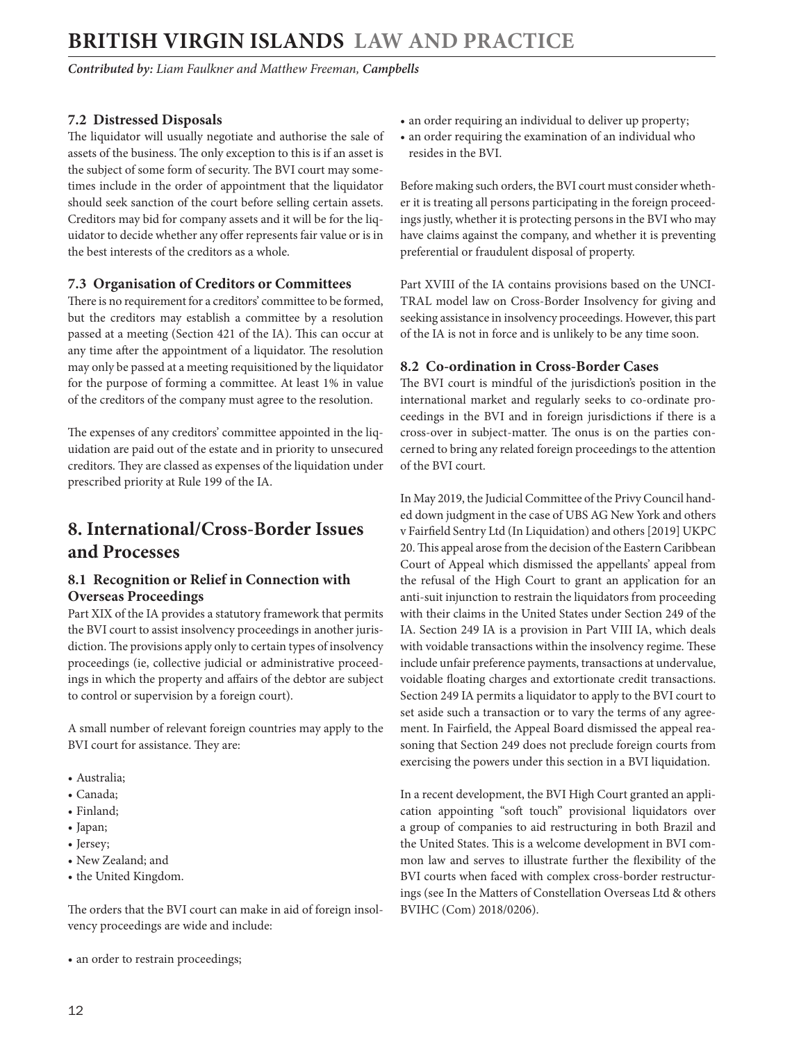### 7.2 Distressed Disposals

The liquidator will usually negotiate and authorise the sale of assets of the business. The only exception to this is if an asset is the subject of some form of security. The BVI court may sometimes include in the order of appointment that the liquidator should seek sanction of the court before selling certain assets. Creditors may bid for company assets and it will be for the liquidator to decide whether any offer represents fair value or is in the best interests of the creditors as a whole.

### 7.3 Organisation of Creditors or Committees

There is no requirement for a creditors' committee to be formed, but the creditors may establish a committee by a resolution passed at a meeting (Section 421 of the IA). This can occur at any time after the appointment of a liquidator. The resolution may only be passed at a meeting requisitioned by the liquidator for the purpose of forming a committee. At least 1% in value of the creditors of the company must agree to the resolution.

The expenses of any creditors' committee appointed in the liquidation are paid out of the estate and in priority to unsecured creditors. They are classed as expenses of the liquidation under prescribed priority at Rule 199 of the IA.

## 8. International/Cross-Border Issues and Processes

### 8.1 Recognition or Relief in Connection with Overseas Proceedings

Part XIX of the IA provides a statutory framework that permits the BVI court to assist insolvency proceedings in another jurisdiction. The provisions apply only to certain types of insolvency proceedings (ie, collective judicial or administrative proceedings in which the property and affairs of the debtor are subject to control or supervision by a foreign court).

A small number of relevant foreign countries may apply to the BVI court for assistance. They are:

- Australia;
- Canada;
- Finland;
- Japan;
- Jersey;
- New Zealand; and
- the United Kingdom.

The orders that the BVI court can make in aid of foreign insolvency proceedings are wide and include:

- an order to restrain proceedings;
- an order requiring an individual to deliver up property;
- an order requiring the examination of an individual who resides in the BVI.

Before making such orders, the BVI court must consider whether it is treating all persons participating in the foreign proceedings justly, whether it is protecting persons in the BVI who may have claims against the company, and whether it is preventing preferential or fraudulent disposal of property.

Part XVIII of the IA contains provisions based on the UNCITRAL model law on Cross-Border Insolvency for giving and seeking assistance in insolvency proceedings. However, this part of the IA is not in force and is unlikely to be any time soon.

### 8.2 Co-ordination in Cross-Border Cases

The BVI court is mindful of the jurisdiction's position in the international market and regularly seeks to co-ordinate proceedings in the BVI and in foreign jurisdictions if there is a cross-over in subject-matter. The onus is on the parties concerned to bring any related foreign proceedings to the attention of the BVI court.

In May 2019, the Judicial Committee of the Privy Council handed down judgment in the case of UBS AG New York and others v Fairfield Sentry Ltd (In Liquidation) and others [2019] UKPC 20. This appeal arose from the decision of the Eastern Caribbean Court of Appeal which dismissed the appellants' appeal from the refusal of the High Court to grant an application for an anti-suit injunction to restrain the liquidators from proceeding with their claims in the United States under Section 249 of the IA. Section 249 IA is a provision in Part VIII IA, which deals with voidable transactions within the insolvency regime. These include unfair preference payments, transactions at undervalue, voidable floating charges and extortionate credit transactions. Section 249 IA permits a liquidator to apply to the BVI court to set aside such a transaction or to vary the terms of any agreement. In Fairfield, the Appeal Board dismissed the appeal reasoning that Section 249 does not preclude foreign courts from exercising the powers under this section in a BVI liquidation.

In a recent development, the BVI High Court granted an application appointing "soft touch" provisional liquidators over a group of companies to aid restructuring in both Brazil and the United States. This is a welcome development in BVI common law and serves to illustrate further the flexibility of the BVI courts when faced with complex cross-border restructurings (see In the Matters of Constellation Overseas Ltd & others BVIHC (Com) 2018/0206).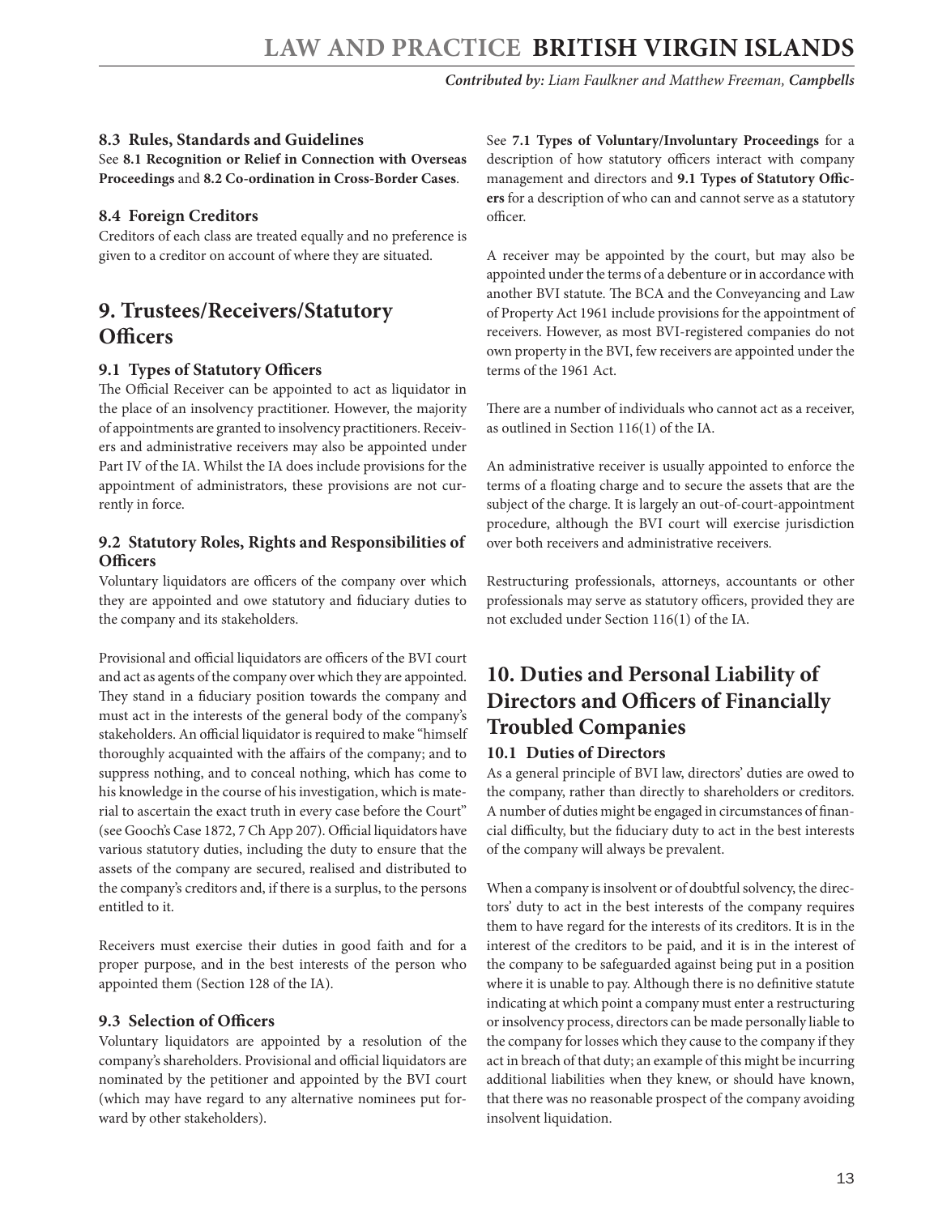### 8.3 Rules, Standards and Guidelines

See **8.1 Recognition or Relief in Connection with Overseas Proceedings** and **8.2 Co-ordination in Cross-Border Cases**.

### 8.4 Foreign Creditors

Creditors of each class are treated equally and no preference is given to a creditor on account of where they are situated.

## 9. Trustees/Receivers/Statutory Officers

### 9.1 Types of Statutory Officers

The Official Receiver can be appointed to act as liquidator in the place of an insolvency practitioner. However, the majority of appointments are granted to insolvency practitioners. Receivers and administrative receivers may also be appointed under Part IV of the IA. Whilst the IA does include provisions for the appointment of administrators, these provisions are not currently in force.

### 9.2 Statutory Roles, Rights and Responsibilities of Officers

Voluntary liquidators are officers of the company over which they are appointed and owe statutory and fiduciary duties to the company and its stakeholders.

Provisional and official liquidators are officers of the BVI court and act as agents of the company over which they are appointed. They stand in a fiduciary position towards the company and must act in the interests of the general body of the company's stakeholders. An official liquidator is required to make "himself thoroughly acquainted with the affairs of the company; and to suppress nothing, and to conceal nothing, which has come to his knowledge in the course of his investigation, which is material to ascertain the exact truth in every case before the Court" (see Gooch's Case 1872, 7 Ch App 207). Official liquidators have various statutory duties, including the duty to ensure that the assets of the company are secured, realised and distributed to the company's creditors and, if there is a surplus, to the persons entitled to it.

Receivers must exercise their duties in good faith and for a proper purpose, and in the best interests of the person who appointed them (Section 128 of the IA).

### 9.3 Selection of Officers

Voluntary liquidators are appointed by a resolution of the company's shareholders. Provisional and official liquidators are nominated by the petitioner and appointed by the BVI court (which may have regard to any alternative nominees put forward by other stakeholders).

See **7.1 Types of Voluntary/Involuntary Proceedings** for a description of how statutory officers interact with company management and directors and **9.1 Types of Statutory Officers** for a description of who can and cannot serve as a statutory officer.

A receiver may be appointed by the court, but may also be appointed under the terms of a debenture or in accordance with another BVI statute. The BCA and the Conveyancing and Law of Property Act 1961 include provisions for the appointment of receivers. However, as most BVI-registered companies do not own property in the BVI, few receivers are appointed under the terms of the 1961 Act.

There are a number of individuals who cannot act as a receiver, as outlined in Section 116(1) of the IA.

An administrative receiver is usually appointed to enforce the terms of a floating charge and to secure the assets that are the subject of the charge. It is largely an out-of-court-appointment procedure, although the BVI court will exercise jurisdiction over both receivers and administrative receivers.

Restructuring professionals, attorneys, accountants or other professionals may serve as statutory officers, provided they are not excluded under Section 116(1) of the IA.

## 10. Duties and Personal Liability of Directors and Officers of Financially Troubled Companies

### 10.1 Duties of Directors

As a general principle of BVI law, directors' duties are owed to the company, rather than directly to shareholders or creditors. A number of duties might be engaged in circumstances of financial difficulty, but the fiduciary duty to act in the best interests of the company will always be prevalent.

When a company is insolvent or of doubtful solvency, the directors' duty to act in the best interests of the company requires them to have regard for the interests of its creditors. It is in the interest of the creditors to be paid, and it is in the interest of the company to be safeguarded against being put in a position where it is unable to pay. Although there is no definitive statute indicating at which point a company must enter a restructuring or insolvency process, directors can be made personally liable to the company for losses which they cause to the company if they act in breach of that duty; an example of this might be incurring additional liabilities when they knew, or should have known, that there was no reasonable prospect of the company avoiding insolvent liquidation.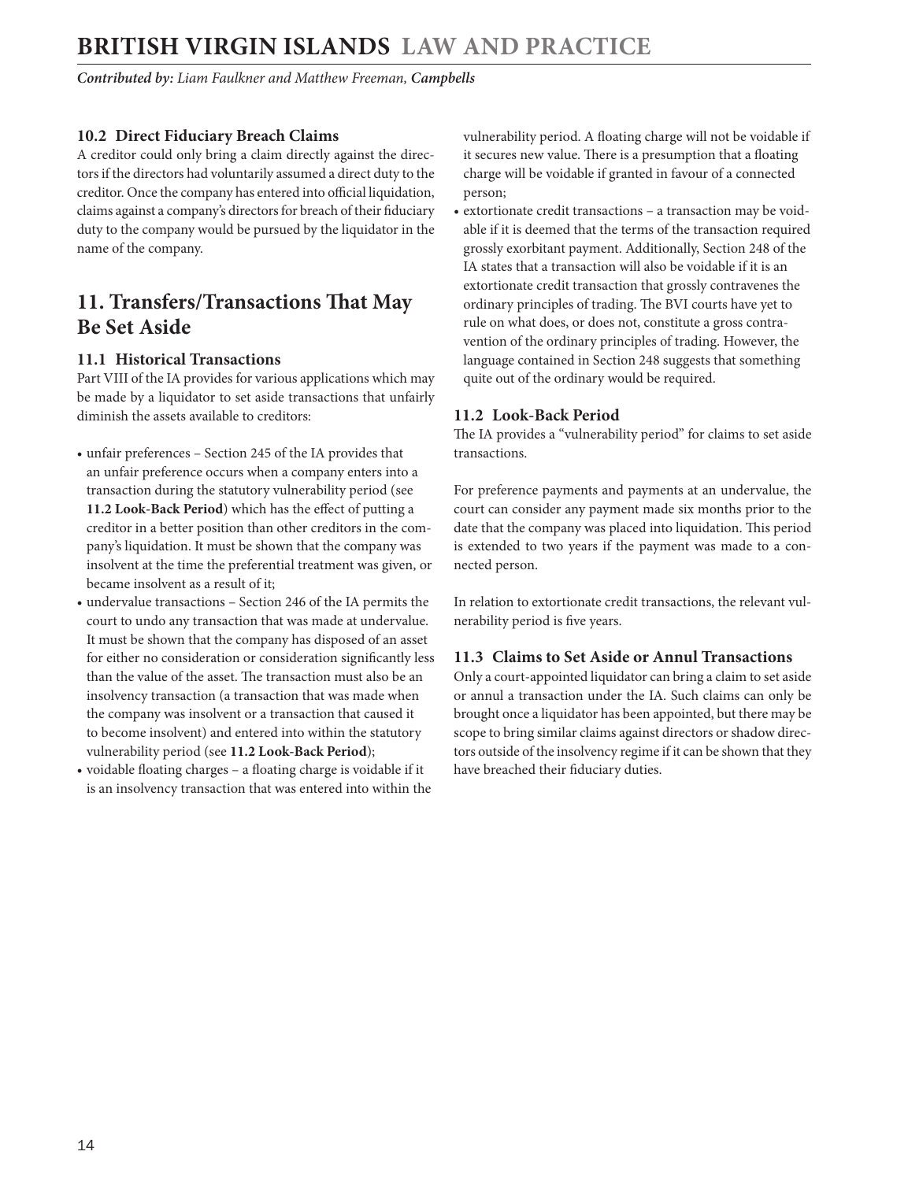### 10.2 Direct Fiduciary Breach Claims

A creditor could only bring a claim directly against the directors if the directors had voluntarily assumed a direct duty to the creditor. Once the company has entered into official liquidation, claims against a company's directors for breach of their fiduciary duty to the company would be pursued by the liquidator in the name of the company.

## 11. Transfers/Transactions That May Be Set Aside

### 11.1 Historical Transactions

Part VIII of the IA provides for various applications which may be made by a liquidator to set aside transactions that unfairly diminish the assets available to creditors:

- unfair preferences – Section 245 of the IA provides that an unfair preference occurs when a company enters into a transaction during the statutory vulnerability period (see **11.2 Look-Back Period**) which has the effect of putting a creditor in a better position than other creditors in the company's liquidation. It must be shown that the company was insolvent at the time the preferential treatment was given, or became insolvent as a result of it;
- undervalue transactions – Section 246 of the IA permits the court to undo any transaction that was made at undervalue. It must be shown that the company has disposed of an asset for either no consideration or consideration significantly less than the value of the asset. The transaction must also be an insolvency transaction (a transaction that was made when the company was insolvent or a transaction that caused it to become insolvent) and entered into within the statutory vulnerability period (see **11.2 Look-Back Period**);
- voidable floating charges – a floating charge is voidable if it is an insolvency transaction that was entered into within the vulnerability period. A floating charge will not be voidable if it secures new value. There is a presumption that a floating charge will be voidable if granted in favour of a connected person;
- extortionate credit transactions – a transaction may be voidable if it is deemed that the terms of the transaction required grossly exorbitant payment. Additionally, Section 248 of the IA states that a transaction will also be voidable if it is an extortionate credit transaction that grossly contravenes the ordinary principles of trading. The BVI courts have yet to rule on what does, or does not, constitute a gross contravention of the ordinary principles of trading. However, the language contained in Section 248 suggests that something quite out of the ordinary would be required.

### 11.2 Look-Back Period

The IA provides a "vulnerability period" for claims to set aside transactions.

For preference payments and payments at an undervalue, the court can consider any payment made six months prior to the date that the company was placed into liquidation. This period is extended to two years if the payment was made to a connected person.

In relation to extortionate credit transactions, the relevant vulnerability period is five years.

### 11.3 Claims to Set Aside or Annul Transactions

Only a court-appointed liquidator can bring a claim to set aside or annul a transaction under the IA. Such claims can only be brought once a liquidator has been appointed, but there may be scope to bring similar claims against directors or shadow directors outside of the insolvency regime if it can be shown that they have breached their fiduciary duties.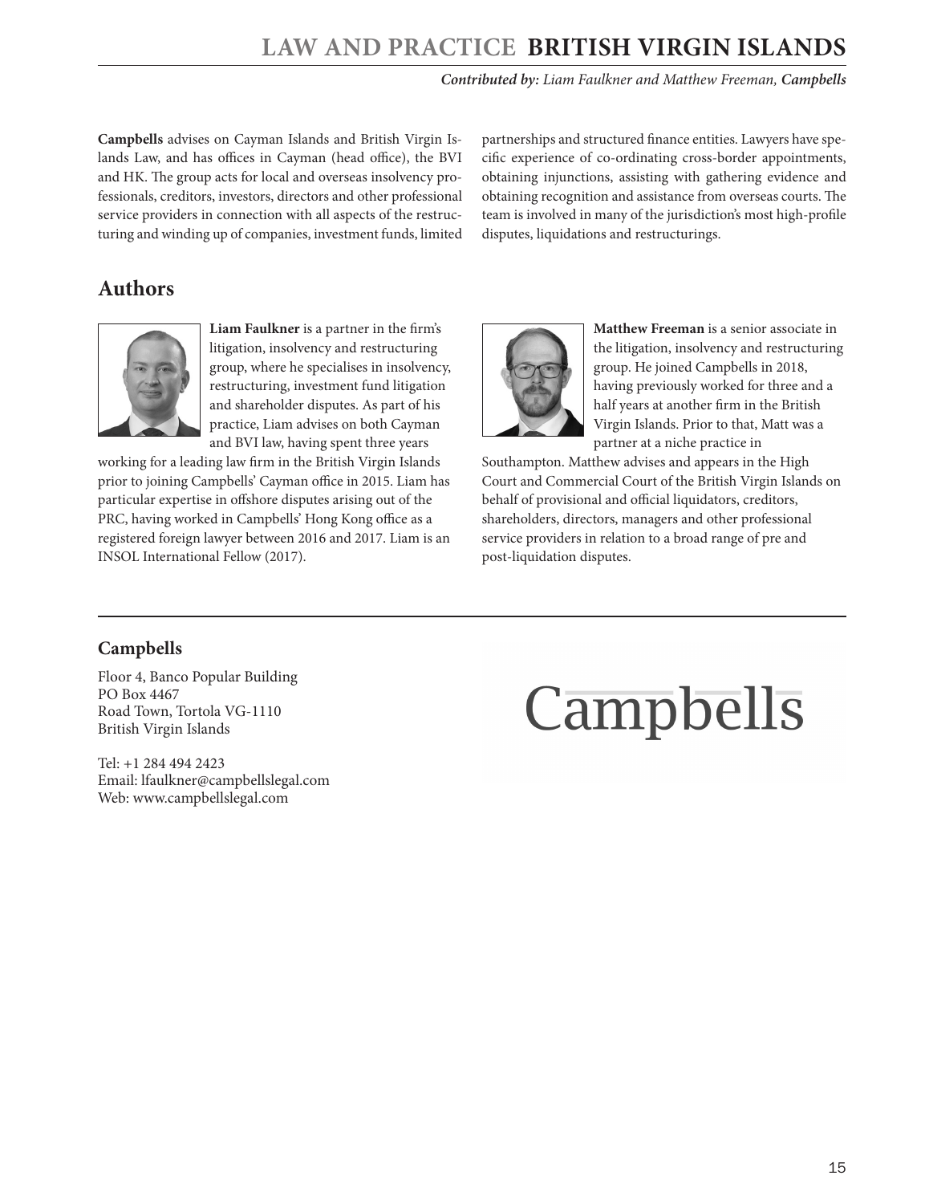**Campbells** advises on Cayman Islands and British Virgin Islands Law, and has offices in Cayman (head office), the BVI and HK. The group acts for local and overseas insolvency professionals, creditors, investors, directors and other professional service providers in connection with all aspects of the restructuring and winding up of companies, investment funds, limited partnerships and structured finance entities. Lawyers have specific experience of co-ordinating cross-border appointments, obtaining injunctions, assisting with gathering evidence and obtaining recognition and assistance from overseas courts. The team is involved in many of the jurisdiction's most high-profile disputes, liquidations and restructurings.

## Authors

**Liam Faulkner** is a partner in the firm's litigation, insolvency and restructuring group, where he specialises in insolvency, restructuring, investment fund litigation and shareholder disputes. As part of his practice, Liam advises on both Cayman and BVI law, having spent three years working for a leading law firm in the British Virgin Islands prior to joining Campbells' Cayman office in 2015. Liam has particular expertise in offshore disputes arising out of the PRC, having worked in Campbells' Hong Kong office as a registered foreign lawyer between 2016 and 2017. Liam is an INSOL International Fellow (2017).

**Matthew Freeman** is a senior associate in the litigation, insolvency and restructuring group. He joined Campbells in 2018, having previously worked for three and a half years at another firm in the British Virgin Islands. Prior to that, Matt was a partner at a niche practice in Southampton. Matthew advises and appears in the High Court and Commercial Court of the British Virgin Islands on behalf of provisional and official liquidators, creditors, shareholders, directors, managers and other professional service providers in relation to a broad range of pre and post-liquidation disputes.

## Campbells

Floor 4, Banco Popular Building
PO Box 4467
Road Town, Tortola VG-1110
British Virgin Islands

Tel: +1 284 494 2423
Email: lfaulkner@campbellslegal.com
Web: www.campbellslegal.com

Campbells